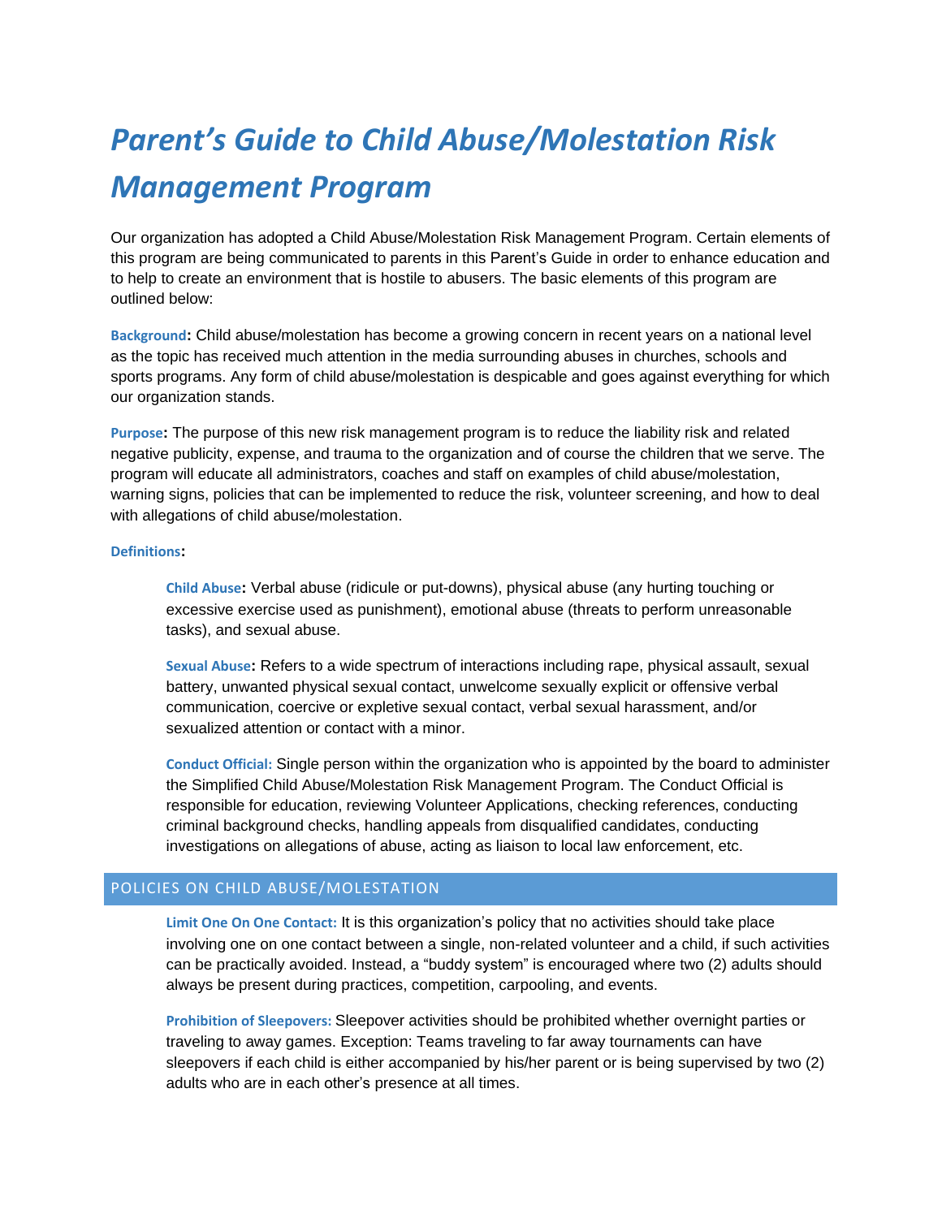# *Parent's Guide to Child Abuse/Molestation Risk Management Program*

Our organization has adopted a Child Abuse/Molestation Risk Management Program. Certain elements of this program are being communicated to parents in this Parent's Guide in order to enhance education and to help to create an environment that is hostile to abusers. The basic elements of this program are outlined below:

**Background:** Child abuse/molestation has become a growing concern in recent years on a national level as the topic has received much attention in the media surrounding abuses in churches, schools and sports programs. Any form of child abuse/molestation is despicable and goes against everything for which our organization stands.

**Purpose:** The purpose of this new risk management program is to reduce the liability risk and related negative publicity, expense, and trauma to the organization and of course the children that we serve. The program will educate all administrators, coaches and staff on examples of child abuse/molestation, warning signs, policies that can be implemented to reduce the risk, volunteer screening, and how to deal with allegations of child abuse/molestation.

**Definitions:**

> **Child Abuse:** Verbal abuse (ridicule or put-downs), physical abuse (any hurting touching or excessive exercise used as punishment), emotional abuse (threats to perform unreasonable tasks), and sexual abuse.
>
> **Sexual Abuse:** Refers to a wide spectrum of interactions including rape, physical assault, sexual battery, unwanted physical sexual contact, unwelcome sexually explicit or offensive verbal communication, coercive or expletive sexual contact, verbal sexual harassment, and/or sexualized attention or contact with a minor.
>
> **Conduct Official:** Single person within the organization who is appointed by the board to administer the Simplified Child Abuse/Molestation Risk Management Program. The Conduct Official is responsible for education, reviewing Volunteer Applications, checking references, conducting criminal background checks, handling appeals from disqualified candidates, conducting investigations on allegations of abuse, acting as liaison to local law enforcement, etc.

## POLICIES ON CHILD ABUSE/MOLESTATION

> **Limit One On One Contact:** It is this organization's policy that no activities should take place involving one on one contact between a single, non-related volunteer and a child, if such activities can be practically avoided. Instead, a "buddy system" is encouraged where two (2) adults should always be present during practices, competition, carpooling, and events.
>
> **Prohibition of Sleepovers:** Sleepover activities should be prohibited whether overnight parties or traveling to away games. Exception: Teams traveling to far away tournaments can have sleepovers if each child is either accompanied by his/her parent or is being supervised by two (2) adults who are in each other's presence at all times.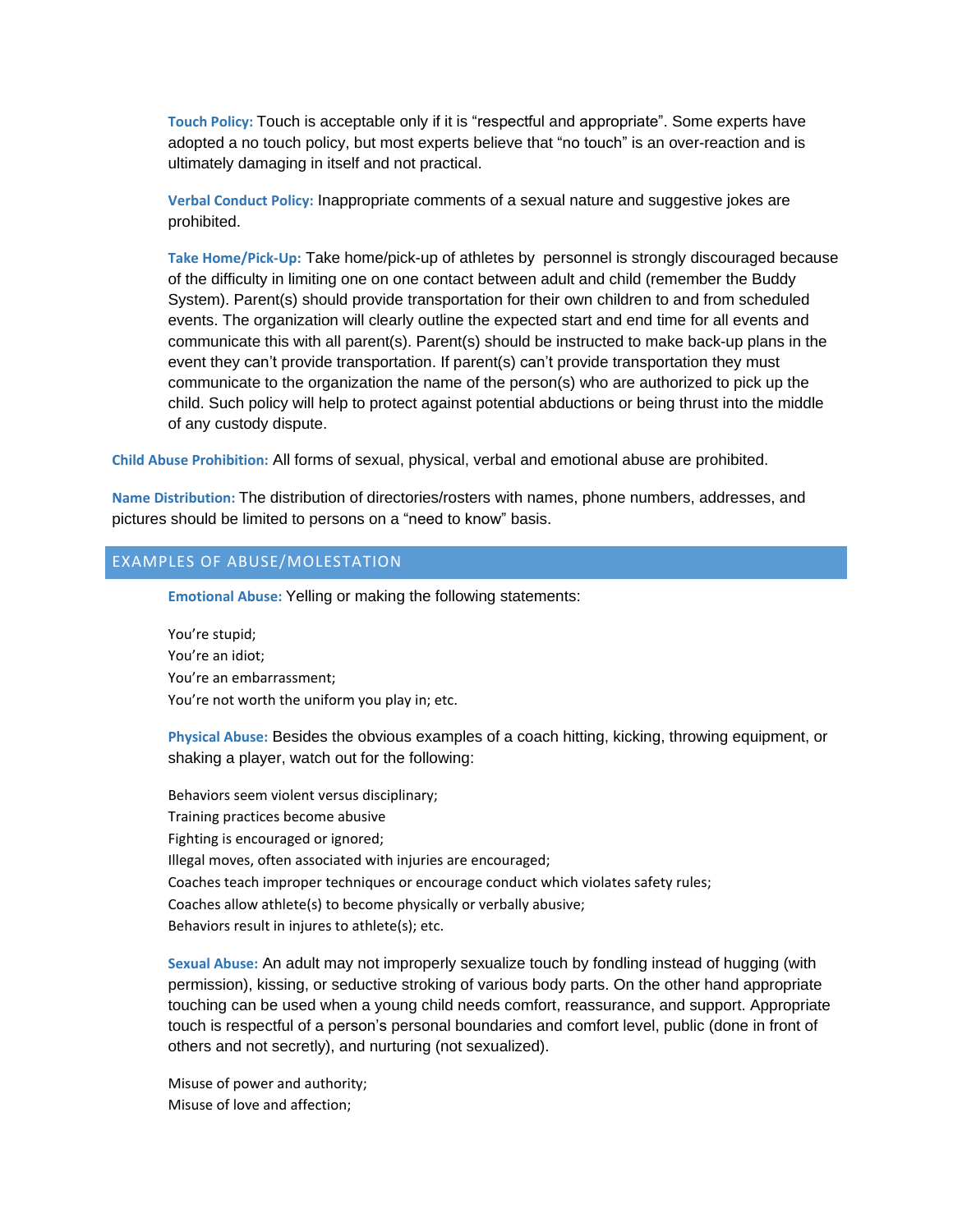**Touch Policy:** Touch is acceptable only if it is "respectful and appropriate". Some experts have adopted a no touch policy, but most experts believe that "no touch" is an over-reaction and is ultimately damaging in itself and not practical.

**Verbal Conduct Policy:** Inappropriate comments of a sexual nature and suggestive jokes are prohibited.

**Take Home/Pick-Up:** Take home/pick-up of athletes by personnel is strongly discouraged because of the difficulty in limiting one on one contact between adult and child (remember the Buddy System). Parent(s) should provide transportation for their own children to and from scheduled events. The organization will clearly outline the expected start and end time for all events and communicate this with all parent(s). Parent(s) should be instructed to make back-up plans in the event they can't provide transportation. If parent(s) can't provide transportation they must communicate to the organization the name of the person(s) who are authorized to pick up the child. Such policy will help to protect against potential abductions or being thrust into the middle of any custody dispute.

**Child Abuse Prohibition:** All forms of sexual, physical, verbal and emotional abuse are prohibited.

**Name Distribution:** The distribution of directories/rosters with names, phone numbers, addresses, and pictures should be limited to persons on a "need to know" basis.

## EXAMPLES OF ABUSE/MOLESTATION

**Emotional Abuse:** Yelling or making the following statements:

You're stupid;
You're an idiot;
You're an embarrassment;
You're not worth the uniform you play in; etc.

**Physical Abuse:** Besides the obvious examples of a coach hitting, kicking, throwing equipment, or shaking a player, watch out for the following:

Behaviors seem violent versus disciplinary;
Training practices become abusive
Fighting is encouraged or ignored;
Illegal moves, often associated with injuries are encouraged;
Coaches teach improper techniques or encourage conduct which violates safety rules;
Coaches allow athlete(s) to become physically or verbally abusive;
Behaviors result in injures to athlete(s); etc.

**Sexual Abuse:** An adult may not improperly sexualize touch by fondling instead of hugging (with permission), kissing, or seductive stroking of various body parts. On the other hand appropriate touching can be used when a young child needs comfort, reassurance, and support. Appropriate touch is respectful of a person's personal boundaries and comfort level, public (done in front of others and not secretly), and nurturing (not sexualized).

Misuse of power and authority;
Misuse of love and affection;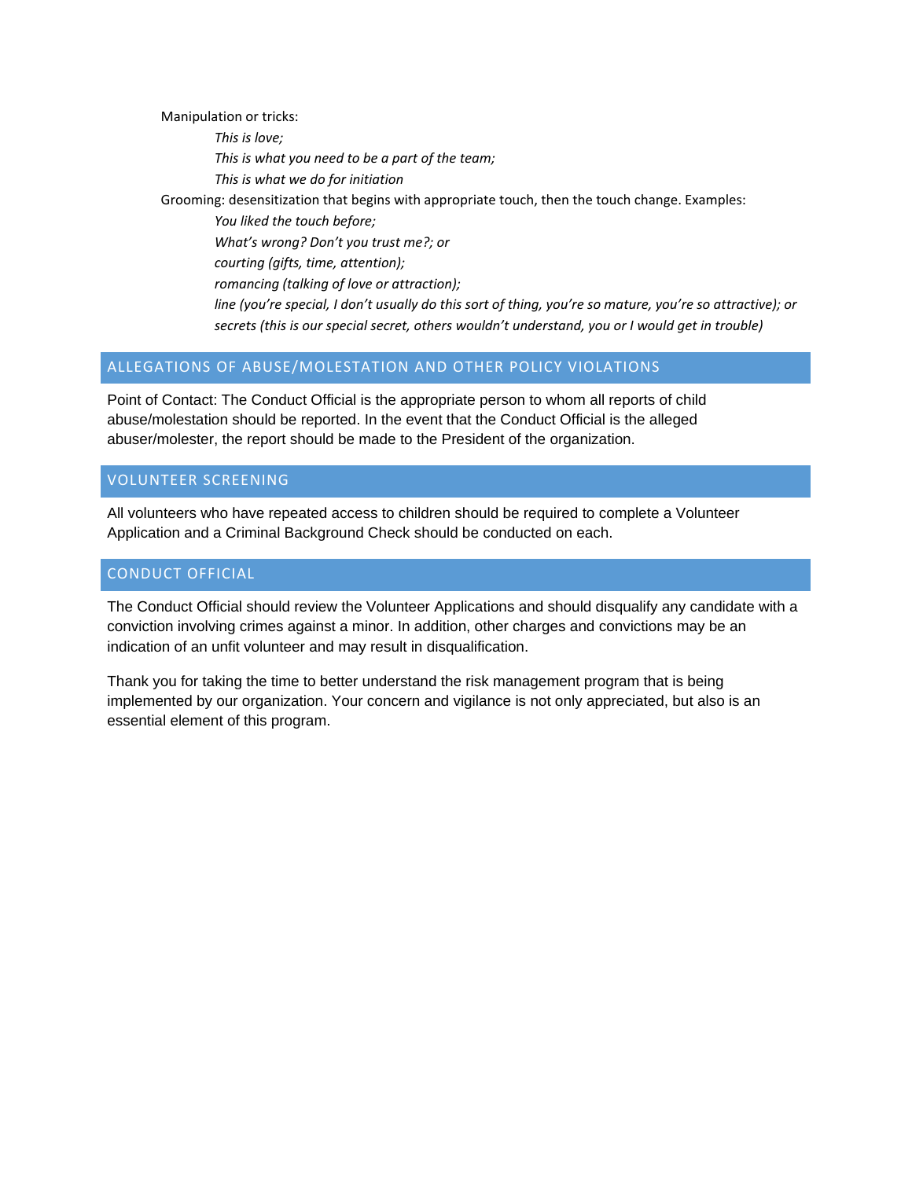Manipulation or tricks:

*This is love;*
*This is what you need to be a part of the team;*
*This is what we do for initiation*

Grooming: desensitization that begins with appropriate touch, then the touch change. Examples:

*You liked the touch before;*
*What's wrong? Don't you trust me?; or*
*courting (gifts, time, attention);*
*romancing (talking of love or attraction);*
*line (you're special, I don't usually do this sort of thing, you're so mature, you're so attractive); or*
*secrets (this is our special secret, others wouldn't understand, you or I would get in trouble)*

## ALLEGATIONS OF ABUSE/MOLESTATION AND OTHER POLICY VIOLATIONS

Point of Contact: The Conduct Official is the appropriate person to whom all reports of child abuse/molestation should be reported. In the event that the Conduct Official is the alleged abuser/molester, the report should be made to the President of the organization.

## VOLUNTEER SCREENING

All volunteers who have repeated access to children should be required to complete a Volunteer Application and a Criminal Background Check should be conducted on each.

## CONDUCT OFFICIAL

The Conduct Official should review the Volunteer Applications and should disqualify any candidate with a conviction involving crimes against a minor. In addition, other charges and convictions may be an indication of an unfit volunteer and may result in disqualification.

Thank you for taking the time to better understand the risk management program that is being implemented by our organization. Your concern and vigilance is not only appreciated, but also is an essential element of this program.